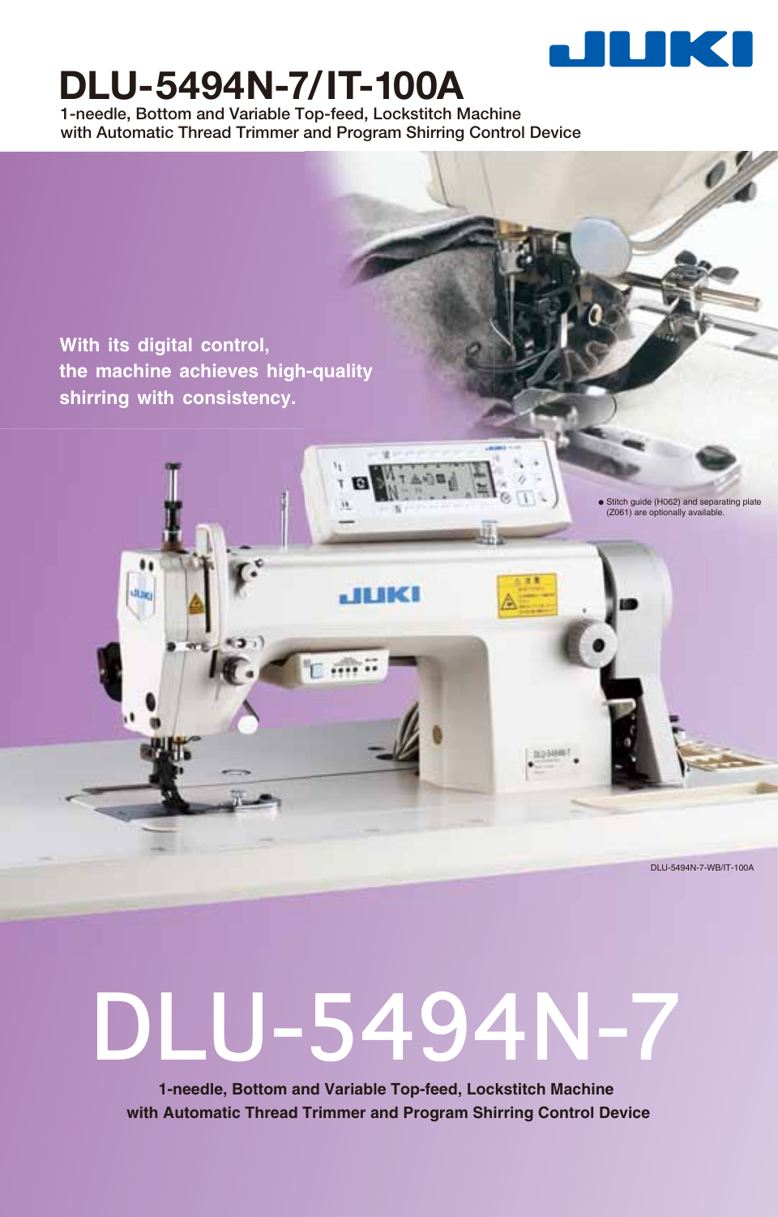# DLU-5494N-7/IT-100A

1-needle, Bottom and Variable Top-feed, Lockstitch Machine with Automatic Thread Trimmer and Program Shirring Control Device

**With its digital control, the machine achieves high-quality shirring with consistency.**

● Stitch guide (H062) and separating plate (Z061) are optionally available.

DLU-5494N-7-WB/IT-100A

# DLU-5494N-7

**1-needle, Bottom and Variable Top-feed, Lockstitch Machine with Automatic Thread Trimmer and Program Shirring Control Device**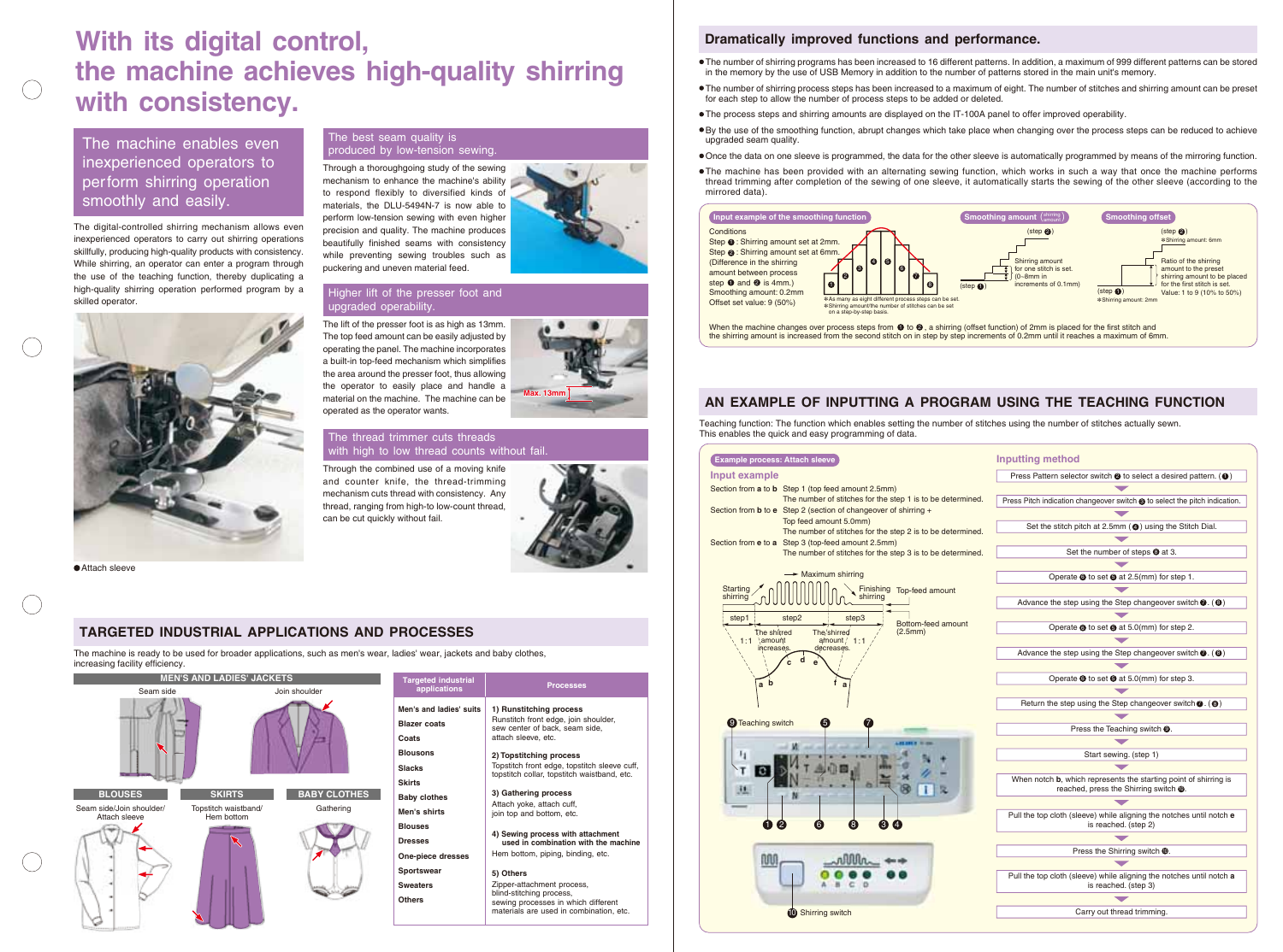# With its digital control, the machine achieves high-quality shirring with consistency.

## The machine enables even inexperienced operators to perform shirring operation smoothly and easily.

The digital-controlled shirring mechanism allows even inexperienced operators to carry out shirring operations skillfully, producing high-quality products with consistency. While shirring, an operator can enter a program through the use of the teaching function, thereby duplicating a high-quality shirring operation performed program by a skilled operator.

● Attach sleeve

### The best seam quality is produced by low-tension sewing.

Through a thoroughgoing study of the sewing mechanism to enhance the machine's ability to respond flexibly to diversified kinds of materials, the DLU-5494N-7 is now able to perform low-tension sewing with even higher precision and quality. The machine produces beautifully finished seams with consistency while preventing sewing troubles such as puckering and uneven material feed.

### Higher lift of the presser foot and upgraded operability.

The lift of the presser foot is as high as 13mm. The top feed amount can be easily adjusted by operating the panel. The machine incorporates a built-in top-feed mechanism which simplifies the area around the presser foot, thus allowing the operator to easily place and handle a material on the machine. The machine can be operated as the operator wants.

Max. 13mm

### The thread trimmer cuts threads with high to low thread counts without fail.

Through the combined use of a moving knife and counter knife, the thread-trimming mechanism cuts thread with consistency. Any thread, ranging from high-to low-count thread, can be cut quickly without fail.

## TARGETED INDUSTRIAL APPLICATIONS AND PROCESSES

The machine is ready to be used for broader applications, such as men's wear, ladies' wear, jackets and baby clothes, increasing facility efficiency.

**MEN'S AND LADIES' JACKETS**: Seam side / Join shoulder

**BLOUSES**: Seam side/Join shoulder/ Attach sleeve

**SKIRTS**: Topstitch waistband/ Hem bottom

**BABY CLOTHES**: Gathering

| Targeted industrial applications | Processes |
|---|---|
| Men's and ladies' suits<br>Blazer coats<br>Coats<br>Blousons<br>Slacks<br>Skirts<br>Baby clothes<br>Men's shirts<br>Blouses<br>Dresses<br>One-piece dresses<br>Sportswear<br>Sweaters<br>Others | **1) Runstitching process**<br>Runstitch front edge, join shoulder, sew center of back, seam side, attach sleeve, etc.<br>**2) Topstitching process**<br>Topstitch front edge, topstitch sleeve cuff, topstitch collar, topstitch waistband, etc.<br>**3) Gathering process**<br>Attach yoke, attach cuff, join top and bottom, etc.<br>**4) Sewing process with attachment used in combination with the machine**<br>Hem bottom, piping, binding, etc.<br>**5) Others**<br>Zipper-attachment process, blind-stitching process, sewing processes in which different materials are used in combination, etc. |

## Dramatically improved functions and performance.

- The number of shirring programs has been increased to 16 different patterns. In addition, a maximum of 999 different patterns can be stored in the memory by the use of USB Memory in addition to the number of patterns stored in the main unit's memory.
- The number of shirring process steps has been increased to a maximum of eight. The number of stitches and shirring amount can be preset for each step to allow the number of process steps to be added or deleted.
- The process steps and shirring amounts are displayed on the IT-100A panel to offer improved operability.
- By the use of the smoothing function, abrupt changes which take place when changing over the process steps can be reduced to achieve upgraded seam quality.
- Once the data on one sleeve is programmed, the data for the other sleeve is automatically programmed by means of the mirroring function.
- The machine has been provided with an alternating sewing function, which works in such a way that once the machine performs thread trimming after completion of the sewing of one sleeve, it automatically starts the sewing of the other sleeve (according to the mirrored data).

**Input example of the smoothing function**

Conditions
Step ❶ : Shirring amount set at 2mm.
Step ❷ : Shirring amount set at 6mm.
(Difference in the shirring amount between process step ❶ and ❷ is 4mm.)
Smoothing amount: 0.2mm
Offset set value: 9 (50%)

※As many as eight different process steps can be set.
※Shirring amount/the number of stitches can be set on a step-by-step basis.

**Smoothing amount (shirring amount)**: (step ❷) / (step ❶) — Shirring amount for one stitch is set. (0~8mm in increments of 0.1mm)

**Smoothing offset**: (step ❷) ※Shirring amount: 6mm / (step ❶) ※Shirring amount: 2mm — Ratio of the shirring amount to the preset shirring amount to be placed for the first stitch is set. Value: 1 to 9 (10% to 50%)

When the machine changes over process steps from ❶ to ❷, a shirring (offset function) of 2mm is placed for the first stitch and the shirring amount is increased from the second stitch on in step by step increments of 0.2mm until it reaches a maximum of 6mm.

## AN EXAMPLE OF INPUTTING A PROGRAM USING THE TEACHING FUNCTION

Teaching function: The function which enables setting the number of stitches using the number of stitches actually sewn. This enables the quick and easy programming of data.

**Example process: Attach sleeve**

### Input example

Section from **a** to **b** Step 1 (top feed amount 2.5mm)
The number of stitches for the step 1 is to be determined.
Section from **b** to **e** Step 2 (section of changeover of shirring + Top feed amount 5.0mm)
The number of stitches for the step 2 is to be determined.
Section from **e** to **a** Step 3 (top-feed amount 2.5mm)
The number of stitches for the step 3 is to be determined.

Maximum shirring; Starting shirring; Finishing shirring; Top-feed amount; step1, step2, step3; Bottom-feed amount (2.5mm); 1:1; The shirred amount increases.; The shirred amount decreases.; 1:1; a b c d e f a

❾ Teaching switch ❺ ❼ ❶ ❷ ❻ ❽ ❸ ❹ ❿ Shirring switch

### Inputting method

1. Press Pattern selector switch ❷ to select a desired pattern. (❶)
2. Press Pitch indication changeover switch ❸ to select the pitch indication.
3. Set the stitch pitch at 2.5mm (❹) using the Stitch Dial.
4. Set the number of steps ❽ at 3.
5. Operate ❺ to set ❹ at 2.5(mm) for step 1.
6. Advance the step using the Step changeover switch ❼. (❽)
7. Operate ❺ to set ❹ at 5.0(mm) for step 2.
8. Advance the step using the Step changeover switch ❼. (❽)
9. Operate ❻ to set ❹ at 3.5(mm) for step 3.
10. Return the step using the Step changeover switch ❼. (❽)
11. Press the Teaching switch ❾.
12. Start sewing. (step 1)
13. When notch **b**, which represents the starting point of shirring is reached, press the Shirring switch ❿.
14. Pull the top cloth (sleeve) while aligning the notches until notch **e** is reached. (step 2)
15. Press the Shirring switch ❿.
16. Pull the top cloth (sleeve) while aligning the notches until notch **a** is reached. (step 3)
17. Carry out thread trimming.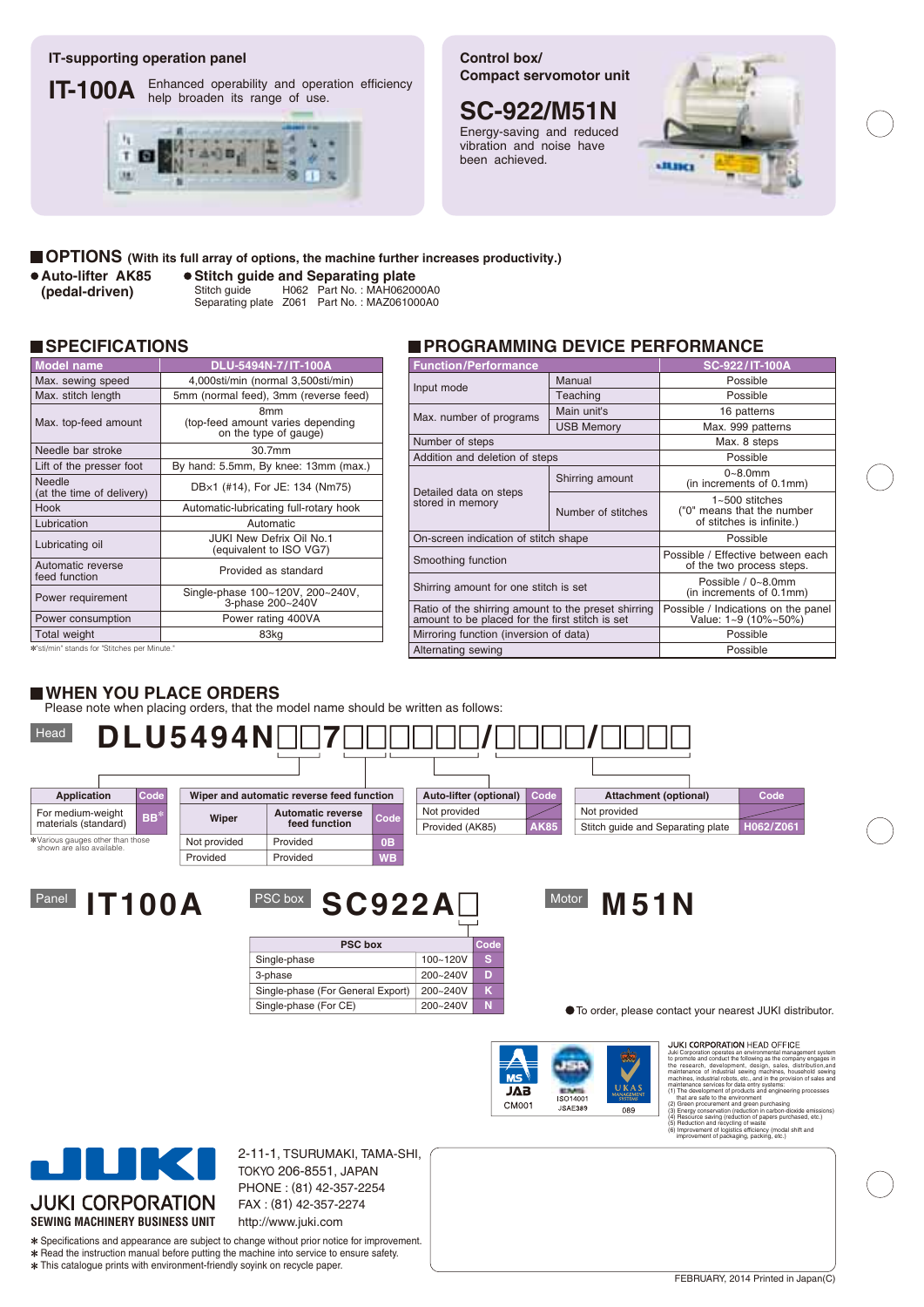## IT-supporting operation panel

**IT-100A** Enhanced operability and operation efficiency help broaden its range of use.

## Control box/ Compact servomotor unit

**SC-922/M51N**

Energy-saving and reduced vibration and noise have been achieved.

## OPTIONS (With its full array of options, the machine further increases productivity.)

- **Auto-lifter AK85 (pedal-driven)**
- **Stitch guide and Separating plate**
  Stitch guide H062 Part No. : MAH062000A0
  Separating plate Z061 Part No. : MAZ061000A0

## SPECIFICATIONS

| Model name | DLU-5494N-7/IT-100A |
|---|---|
| Max. sewing speed | 4,000sti/min (normal 3,500sti/min) |
| Max. stitch length | 5mm (normal feed), 3mm (reverse feed) |
| Max. top-feed amount | 8mm (top-feed amount varies depending on the type of gauge) |
| Needle bar stroke | 30.7mm |
| Lift of the presser foot | By hand: 5.5mm, By knee: 13mm (max.) |
| Needle (at the time of delivery) | DB×1 (#14), For JE: 134 (Nm75) |
| Hook | Automatic-lubricating full-rotary hook |
| Lubrication | Automatic |
| Lubricating oil | JUKI New Defrix Oil No.1 (equivalent to ISO VG7) |
| Automatic reverse feed function | Provided as standard |
| Power requirement | Single-phase 100~120V, 200~240V, 3-phase 200~240V |
| Power consumption | Power rating 400VA |
| Total weight | 83kg |

* "sti/min" stands for "Stitches per Minute."

## PROGRAMMING DEVICE PERFORMANCE

| Function/Performance | | SC-922/IT-100A |
|---|---|---|
| Input mode | Manual | Possible |
| | Teaching | Possible |
| Max. number of programs | Main unit's | 16 patterns |
| | USB Memory | Max. 999 patterns |
| Number of steps | | Max. 8 steps |
| Addition and deletion of steps | | Possible |
| Detailed data on steps stored in memory | Shirring amount | 0~8.0mm (in increments of 0.1mm) |
| | Number of stitches | 1~500 stitches ("0" means that the number of stitches is infinite.) |
| On-screen indication of stitch shape | | Possible |
| Smoothing function | | Possible / Effective between each of the two process steps. |
| Shirring amount for one stitch is set | | Possible / 0~8.0mm (in increments of 0.1mm) |
| Ratio of the shirring amount to the preset shirring amount to be placed for the first stitch is set | | Possible / Indications on the panel Value: 1~9 (10%~50%) |
| Mirroring function (inversion of data) | | Possible |
| Alternating sewing | | Possible |

## WHEN YOU PLACE ORDERS

Please note when placing orders, that the model name should be written as follows:

**Head** DLU5494N□□7□□□□□/□□□□/□□□□

| Application | Code |
|---|---|
| For medium-weight materials (standard) | BB* |

* Various gauges other than those shown are also available.

| Wiper and automatic reverse feed function | | |
|---|---|---|
| Wiper | Automatic reverse feed function | Code |
| Not provided | Provided | 0B |
| Provided | Provided | WB |

| Auto-lifter (optional) | Code |
|---|---|
| Not provided | |
| Provided (AK85) | AK85 |

| Attachment (optional) | Code |
|---|---|
| Not provided | |
| Stitch guide and Separating plate | H062/Z061 |

**Panel** IT100A

**PSC box** SC922A□

| PSC box | | Code |
|---|---|---|
| Single-phase | 100~120V | S |
| 3-phase | 200~240V | D |
| Single-phase (For General Export) | 200~240V | K |
| Single-phase (For CE) | 200~240V | N |

**Motor** M51N

● To order, please contact your nearest JUKI distributor.

JAB CM001 · ISO14001 JSAE389 · UKAS 089

**JUKI CORPORATION** HEAD OFFICE
Juki Corporation operates an environmental management system to promote and conduct the following as the company engages in the research, development, design, sales, distribution,and maintenance of industrial sewing machines, household sewing machines, industrial robots, etc., and in the provision of sales and maintenance services for data entry systems:
(1) The development of products and engineering processes that are safe to the environment
(2) Green procurement and green purchasing
(3) Energy conservation (reduction in carbon-dioxide emissions)
(4) Resource saving (reduction of papers purchased, etc.)
(5) Reduction and recycling of waste
(6) Improvement of logistics efficiency (modal shift and improvement of packaging, packing, etc.)

**JUKI CORPORATION**
**SEWING MACHINERY BUSINESS UNIT**

2-11-1, TSURUMAKI, TAMA-SHI, TOKYO 206-8551, JAPAN
PHONE : (81) 42-357-2254
FAX : (81) 42-357-2274
http://www.juki.com

* Specifications and appearance are subject to change without prior notice for improvement.
* Read the instruction manual before putting the machine into service to ensure safety.
* This catalogue prints with environment-friendly soyink on recycle paper.

FEBRUARY, 2014 Printed in Japan(C)